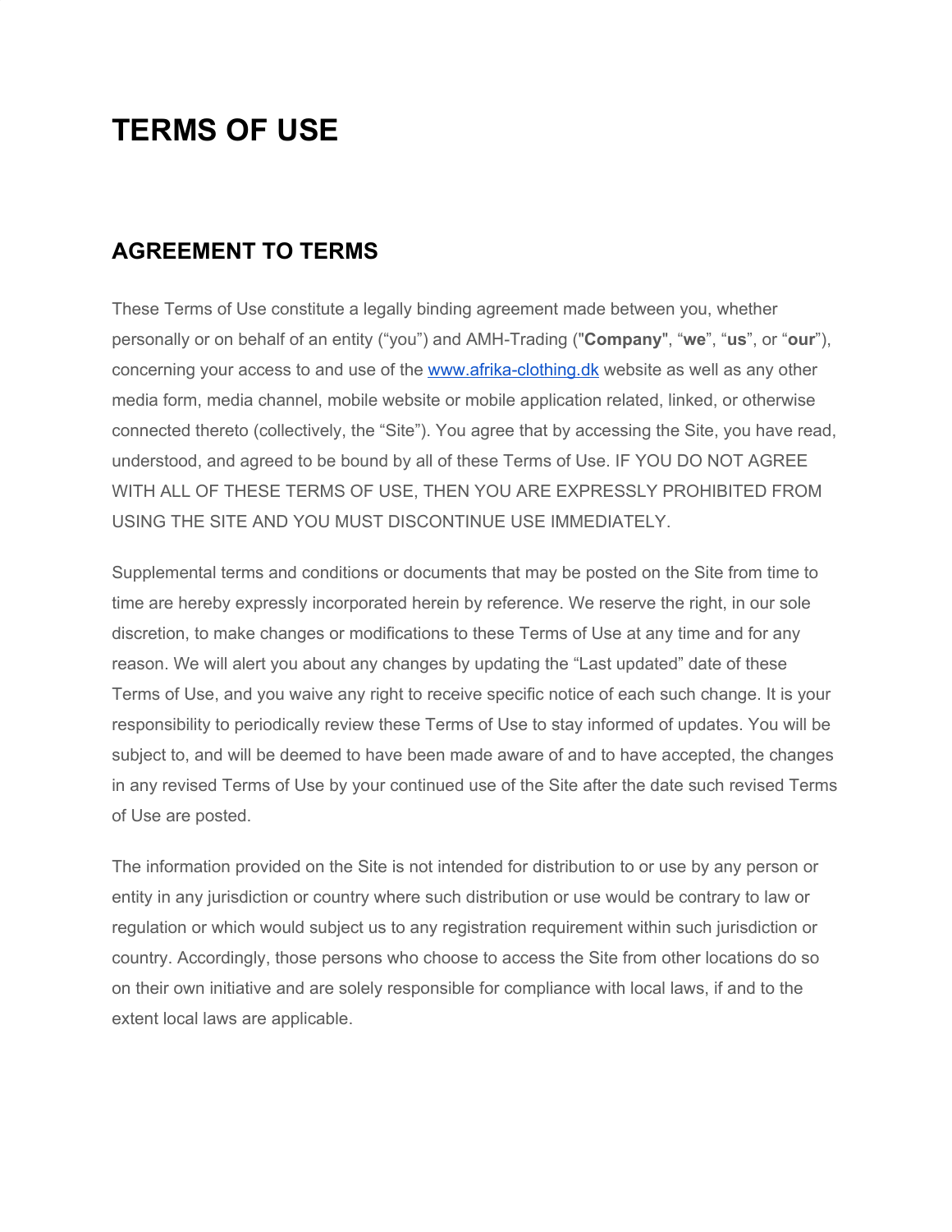# TERMS OF USE

## AGREEMENT TO TERMS

These Terms of Use constitute a legally binding agreement made between you, whether personally or on behalf of an entity ("you") and AMH-Trading ("**Company**", "**we**", "**us**", or "**our**"), concerning your access to and use of the [www.afrika-clothing.dk](http://www.afrika-clothing.dk) website as well as any other media form, media channel, mobile website or mobile application related, linked, or otherwise connected thereto (collectively, the "Site"). You agree that by accessing the Site, you have read, understood, and agreed to be bound by all of these Terms of Use. IF YOU DO NOT AGREE WITH ALL OF THESE TERMS OF USE, THEN YOU ARE EXPRESSLY PROHIBITED FROM USING THE SITE AND YOU MUST DISCONTINUE USE IMMEDIATELY.

Supplemental terms and conditions or documents that may be posted on the Site from time to time are hereby expressly incorporated herein by reference. We reserve the right, in our sole discretion, to make changes or modifications to these Terms of Use at any time and for any reason. We will alert you about any changes by updating the "Last updated" date of these Terms of Use, and you waive any right to receive specific notice of each such change. It is your responsibility to periodically review these Terms of Use to stay informed of updates. You will be subject to, and will be deemed to have been made aware of and to have accepted, the changes in any revised Terms of Use by your continued use of the Site after the date such revised Terms of Use are posted.

The information provided on the Site is not intended for distribution to or use by any person or entity in any jurisdiction or country where such distribution or use would be contrary to law or regulation or which would subject us to any registration requirement within such jurisdiction or country. Accordingly, those persons who choose to access the Site from other locations do so on their own initiative and are solely responsible for compliance with local laws, if and to the extent local laws are applicable.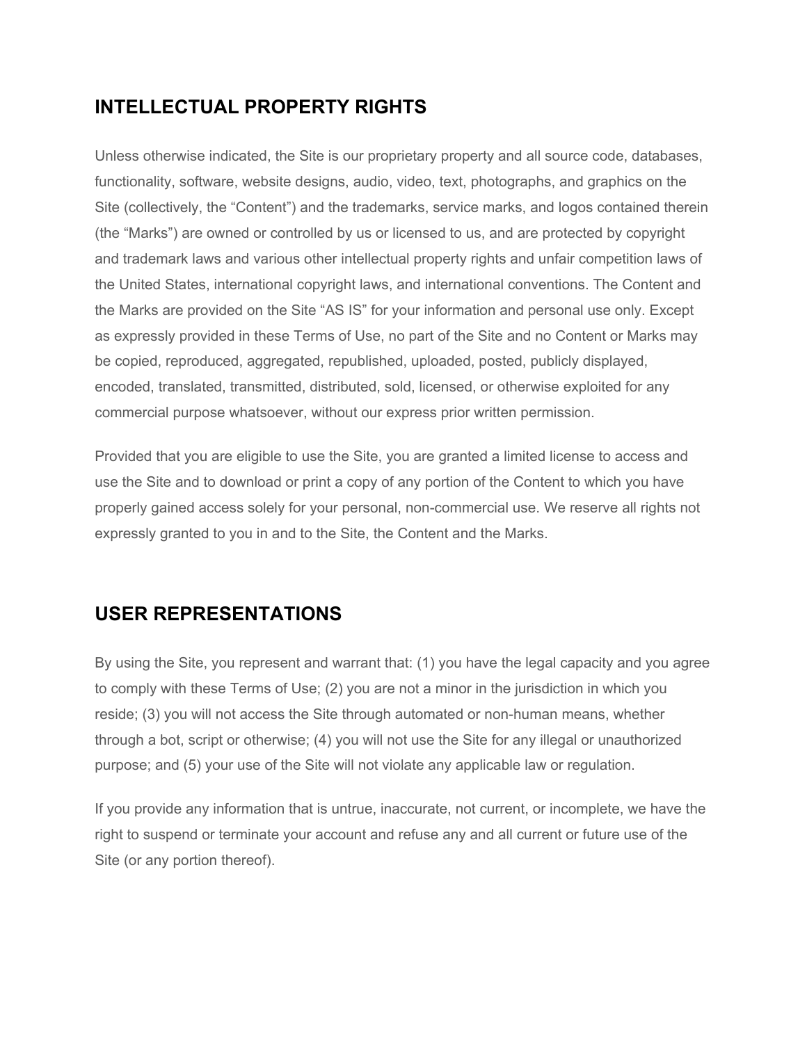## INTELLECTUAL PROPERTY RIGHTS

Unless otherwise indicated, the Site is our proprietary property and all source code, databases, functionality, software, website designs, audio, video, text, photographs, and graphics on the Site (collectively, the “Content”) and the trademarks, service marks, and logos contained therein (the “Marks”) are owned or controlled by us or licensed to us, and are protected by copyright and trademark laws and various other intellectual property rights and unfair competition laws of the United States, international copyright laws, and international conventions. The Content and the Marks are provided on the Site “AS IS” for your information and personal use only. Except as expressly provided in these Terms of Use, no part of the Site and no Content or Marks may be copied, reproduced, aggregated, republished, uploaded, posted, publicly displayed, encoded, translated, transmitted, distributed, sold, licensed, or otherwise exploited for any commercial purpose whatsoever, without our express prior written permission.

Provided that you are eligible to use the Site, you are granted a limited license to access and use the Site and to download or print a copy of any portion of the Content to which you have properly gained access solely for your personal, non-commercial use. We reserve all rights not expressly granted to you in and to the Site, the Content and the Marks.

## USER REPRESENTATIONS

By using the Site, you represent and warrant that: (1) you have the legal capacity and you agree to comply with these Terms of Use; (2) you are not a minor in the jurisdiction in which you reside; (3) you will not access the Site through automated or non-human means, whether through a bot, script or otherwise; (4) you will not use the Site for any illegal or unauthorized purpose; and (5) your use of the Site will not violate any applicable law or regulation.

If you provide any information that is untrue, inaccurate, not current, or incomplete, we have the right to suspend or terminate your account and refuse any and all current or future use of the Site (or any portion thereof).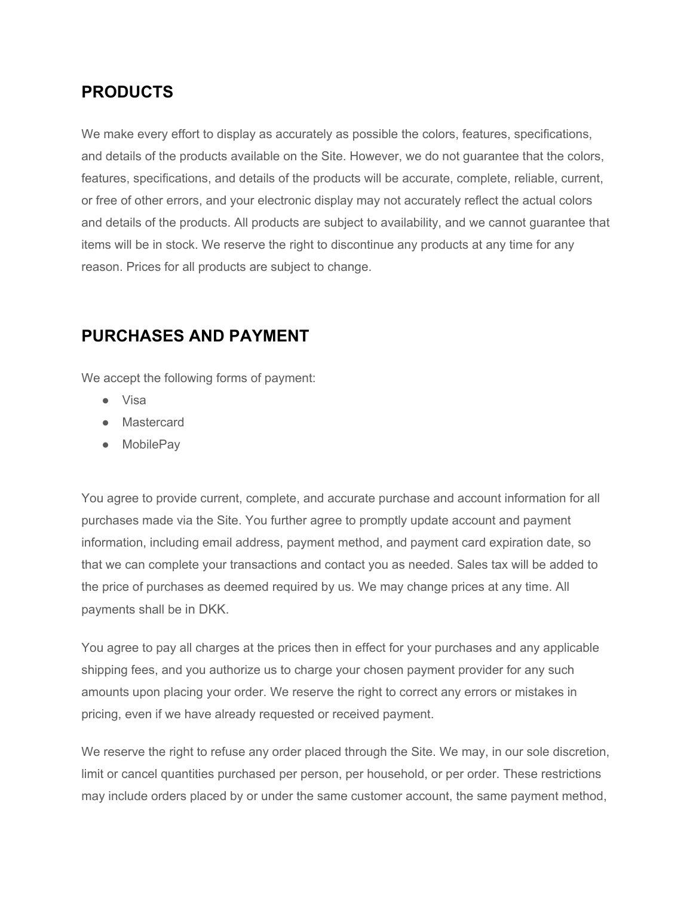## PRODUCTS

We make every effort to display as accurately as possible the colors, features, specifications, and details of the products available on the Site. However, we do not guarantee that the colors, features, specifications, and details of the products will be accurate, complete, reliable, current, or free of other errors, and your electronic display may not accurately reflect the actual colors and details of the products. All products are subject to availability, and we cannot guarantee that items will be in stock. We reserve the right to discontinue any products at any time for any reason. Prices for all products are subject to change.

## PURCHASES AND PAYMENT

We accept the following forms of payment:

- Visa
- Mastercard
- MobilePay

You agree to provide current, complete, and accurate purchase and account information for all purchases made via the Site. You further agree to promptly update account and payment information, including email address, payment method, and payment card expiration date, so that we can complete your transactions and contact you as needed. Sales tax will be added to the price of purchases as deemed required by us. We may change prices at any time. All payments shall be in DKK.

You agree to pay all charges at the prices then in effect for your purchases and any applicable shipping fees, and you authorize us to charge your chosen payment provider for any such amounts upon placing your order. We reserve the right to correct any errors or mistakes in pricing, even if we have already requested or received payment.

We reserve the right to refuse any order placed through the Site. We may, in our sole discretion, limit or cancel quantities purchased per person, per household, or per order. These restrictions may include orders placed by or under the same customer account, the same payment method,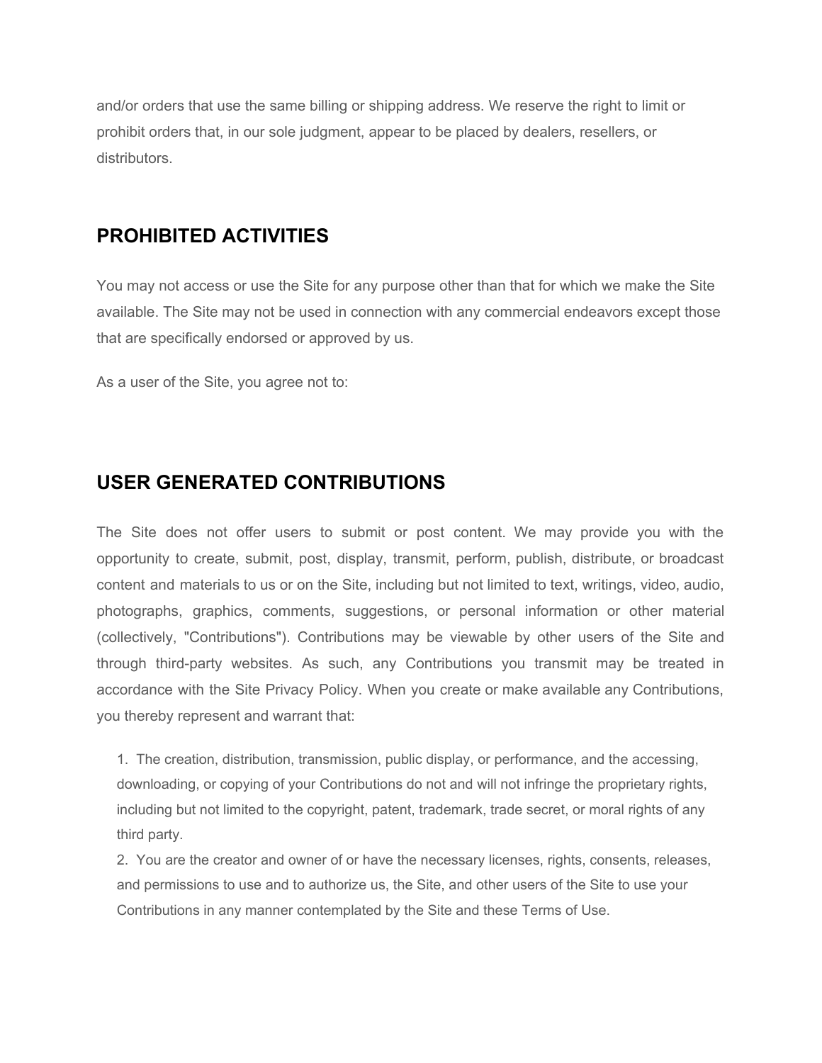and/or orders that use the same billing or shipping address. We reserve the right to limit or prohibit orders that, in our sole judgment, appear to be placed by dealers, resellers, or distributors.

## PROHIBITED ACTIVITIES

You may not access or use the Site for any purpose other than that for which we make the Site available. The Site may not be used in connection with any commercial endeavors except those that are specifically endorsed or approved by us.

As a user of the Site, you agree not to:

## USER GENERATED CONTRIBUTIONS

The Site does not offer users to submit or post content. We may provide you with the opportunity to create, submit, post, display, transmit, perform, publish, distribute, or broadcast content and materials to us or on the Site, including but not limited to text, writings, video, audio, photographs, graphics, comments, suggestions, or personal information or other material (collectively, "Contributions"). Contributions may be viewable by other users of the Site and through third-party websites. As such, any Contributions you transmit may be treated in accordance with the Site Privacy Policy. When you create or make available any Contributions, you thereby represent and warrant that:

1. The creation, distribution, transmission, public display, or performance, and the accessing, downloading, or copying of your Contributions do not and will not infringe the proprietary rights, including but not limited to the copyright, patent, trademark, trade secret, or moral rights of any third party.
2. You are the creator and owner of or have the necessary licenses, rights, consents, releases, and permissions to use and to authorize us, the Site, and other users of the Site to use your Contributions in any manner contemplated by the Site and these Terms of Use.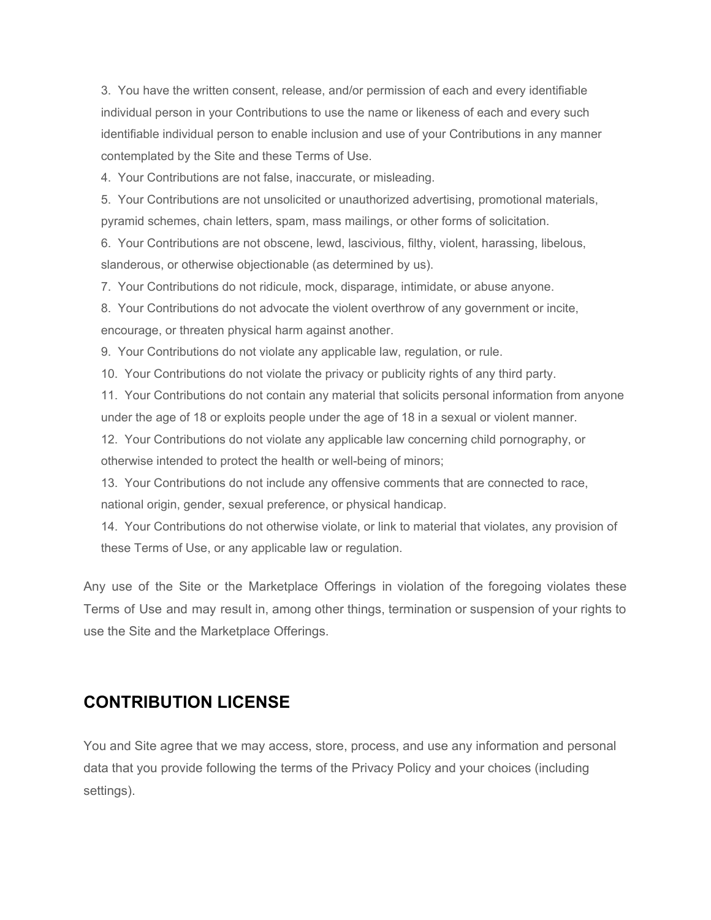3. You have the written consent, release, and/or permission of each and every identifiable individual person in your Contributions to use the name or likeness of each and every such identifiable individual person to enable inclusion and use of your Contributions in any manner contemplated by the Site and these Terms of Use.
4. Your Contributions are not false, inaccurate, or misleading.
5. Your Contributions are not unsolicited or unauthorized advertising, promotional materials, pyramid schemes, chain letters, spam, mass mailings, or other forms of solicitation.
6. Your Contributions are not obscene, lewd, lascivious, filthy, violent, harassing, libelous, slanderous, or otherwise objectionable (as determined by us).
7. Your Contributions do not ridicule, mock, disparage, intimidate, or abuse anyone.
8. Your Contributions do not advocate the violent overthrow of any government or incite, encourage, or threaten physical harm against another.
9. Your Contributions do not violate any applicable law, regulation, or rule.
10. Your Contributions do not violate the privacy or publicity rights of any third party.
11. Your Contributions do not contain any material that solicits personal information from anyone under the age of 18 or exploits people under the age of 18 in a sexual or violent manner.
12. Your Contributions do not violate any applicable law concerning child pornography, or otherwise intended to protect the health or well-being of minors;
13. Your Contributions do not include any offensive comments that are connected to race, national origin, gender, sexual preference, or physical handicap.
14. Your Contributions do not otherwise violate, or link to material that violates, any provision of these Terms of Use, or any applicable law or regulation.

Any use of the Site or the Marketplace Offerings in violation of the foregoing violates these Terms of Use and may result in, among other things, termination or suspension of your rights to use the Site and the Marketplace Offerings.

## CONTRIBUTION LICENSE

You and Site agree that we may access, store, process, and use any information and personal data that you provide following the terms of the Privacy Policy and your choices (including settings).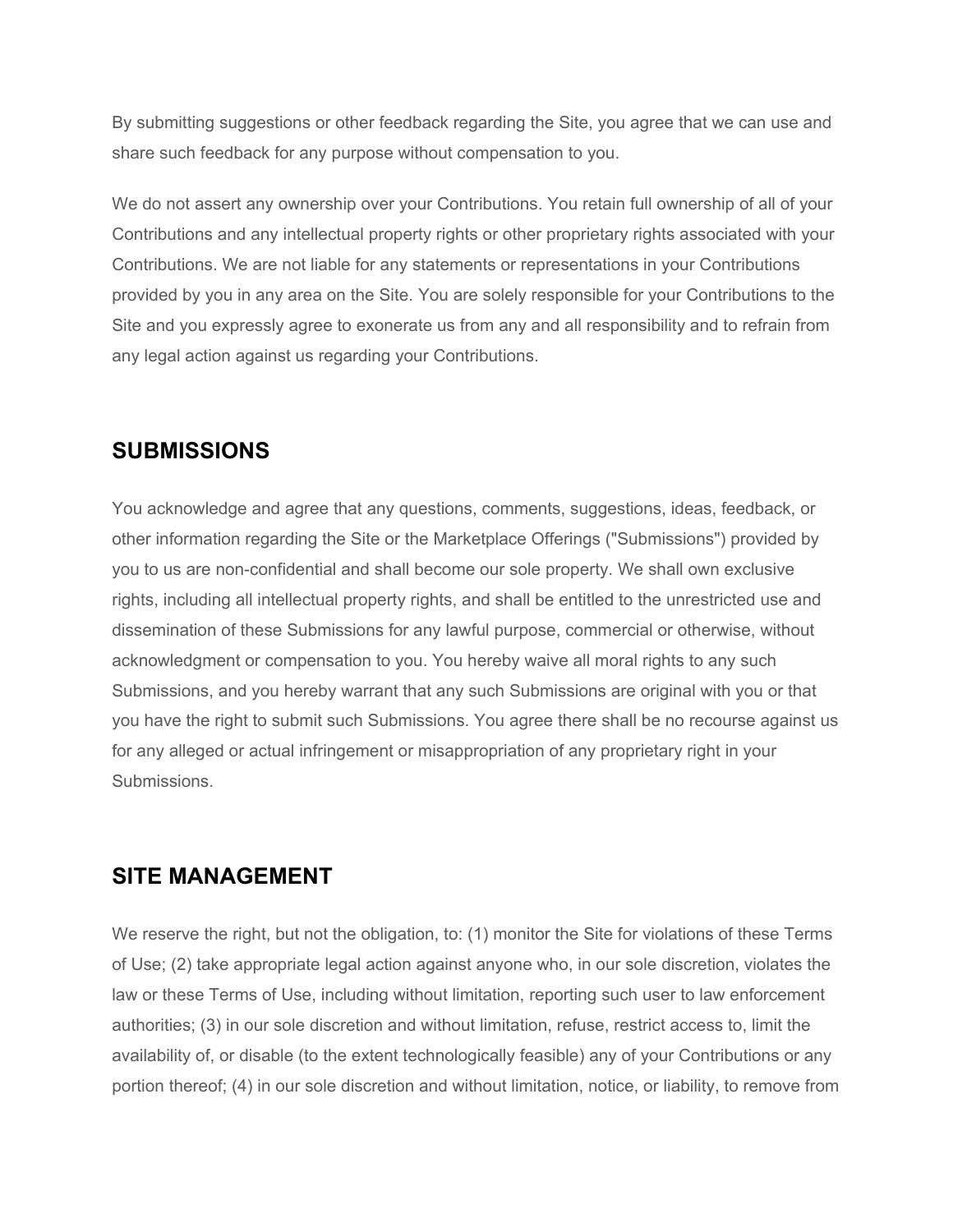By submitting suggestions or other feedback regarding the Site, you agree that we can use and share such feedback for any purpose without compensation to you.

We do not assert any ownership over your Contributions. You retain full ownership of all of your Contributions and any intellectual property rights or other proprietary rights associated with your Contributions. We are not liable for any statements or representations in your Contributions provided by you in any area on the Site. You are solely responsible for your Contributions to the Site and you expressly agree to exonerate us from any and all responsibility and to refrain from any legal action against us regarding your Contributions.

## SUBMISSIONS

You acknowledge and agree that any questions, comments, suggestions, ideas, feedback, or other information regarding the Site or the Marketplace Offerings ("Submissions") provided by you to us are non-confidential and shall become our sole property. We shall own exclusive rights, including all intellectual property rights, and shall be entitled to the unrestricted use and dissemination of these Submissions for any lawful purpose, commercial or otherwise, without acknowledgment or compensation to you. You hereby waive all moral rights to any such Submissions, and you hereby warrant that any such Submissions are original with you or that you have the right to submit such Submissions. You agree there shall be no recourse against us for any alleged or actual infringement or misappropriation of any proprietary right in your Submissions.

## SITE MANAGEMENT

We reserve the right, but not the obligation, to: (1) monitor the Site for violations of these Terms of Use; (2) take appropriate legal action against anyone who, in our sole discretion, violates the law or these Terms of Use, including without limitation, reporting such user to law enforcement authorities; (3) in our sole discretion and without limitation, refuse, restrict access to, limit the availability of, or disable (to the extent technologically feasible) any of your Contributions or any portion thereof; (4) in our sole discretion and without limitation, notice, or liability, to remove from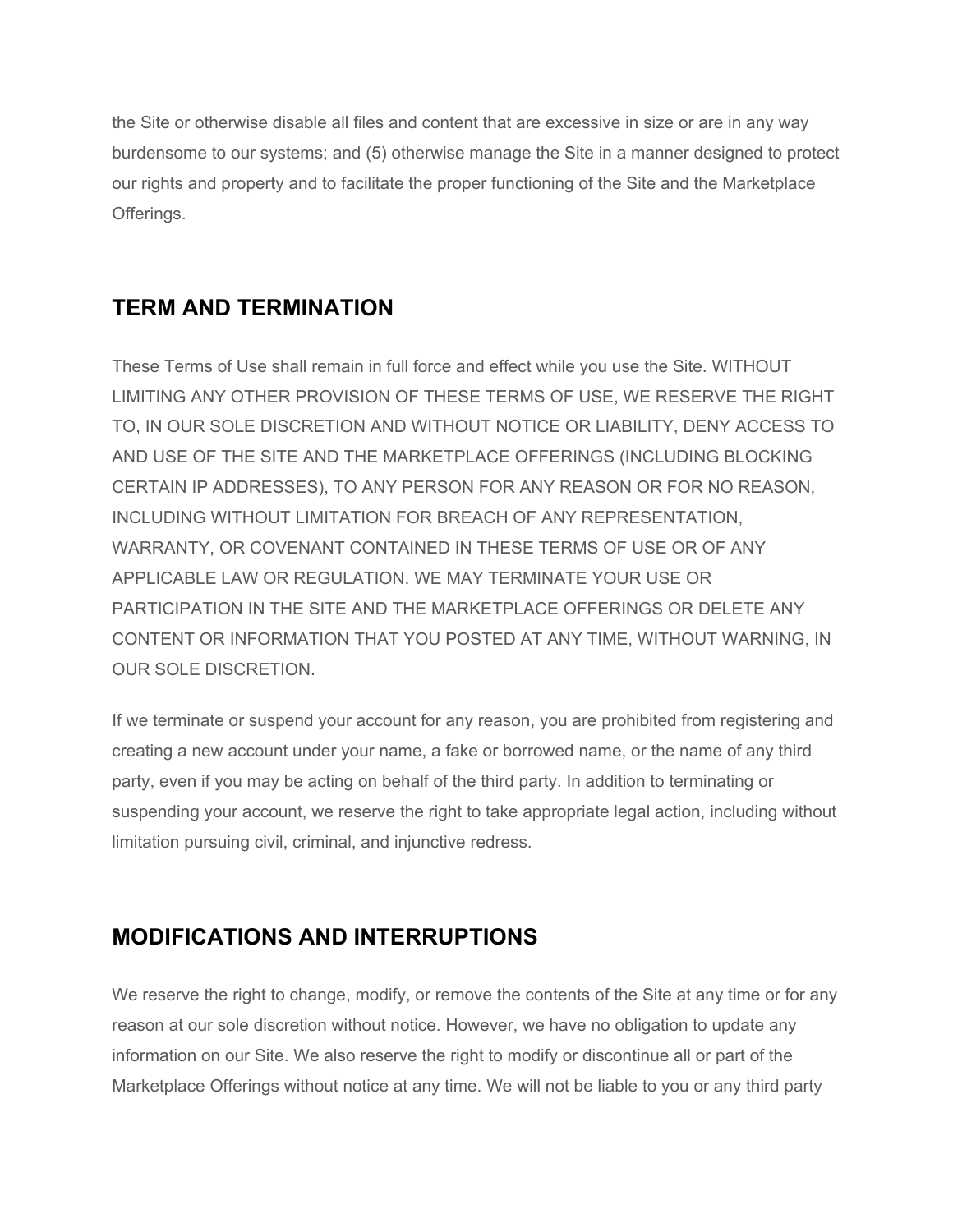the Site or otherwise disable all files and content that are excessive in size or are in any way burdensome to our systems; and (5) otherwise manage the Site in a manner designed to protect our rights and property and to facilitate the proper functioning of the Site and the Marketplace Offerings.

## TERM AND TERMINATION

These Terms of Use shall remain in full force and effect while you use the Site. WITHOUT LIMITING ANY OTHER PROVISION OF THESE TERMS OF USE, WE RESERVE THE RIGHT TO, IN OUR SOLE DISCRETION AND WITHOUT NOTICE OR LIABILITY, DENY ACCESS TO AND USE OF THE SITE AND THE MARKETPLACE OFFERINGS (INCLUDING BLOCKING CERTAIN IP ADDRESSES), TO ANY PERSON FOR ANY REASON OR FOR NO REASON, INCLUDING WITHOUT LIMITATION FOR BREACH OF ANY REPRESENTATION, WARRANTY, OR COVENANT CONTAINED IN THESE TERMS OF USE OR OF ANY APPLICABLE LAW OR REGULATION. WE MAY TERMINATE YOUR USE OR PARTICIPATION IN THE SITE AND THE MARKETPLACE OFFERINGS OR DELETE ANY CONTENT OR INFORMATION THAT YOU POSTED AT ANY TIME, WITHOUT WARNING, IN OUR SOLE DISCRETION.

If we terminate or suspend your account for any reason, you are prohibited from registering and creating a new account under your name, a fake or borrowed name, or the name of any third party, even if you may be acting on behalf of the third party. In addition to terminating or suspending your account, we reserve the right to take appropriate legal action, including without limitation pursuing civil, criminal, and injunctive redress.

## MODIFICATIONS AND INTERRUPTIONS

We reserve the right to change, modify, or remove the contents of the Site at any time or for any reason at our sole discretion without notice. However, we have no obligation to update any information on our Site. We also reserve the right to modify or discontinue all or part of the Marketplace Offerings without notice at any time. We will not be liable to you or any third party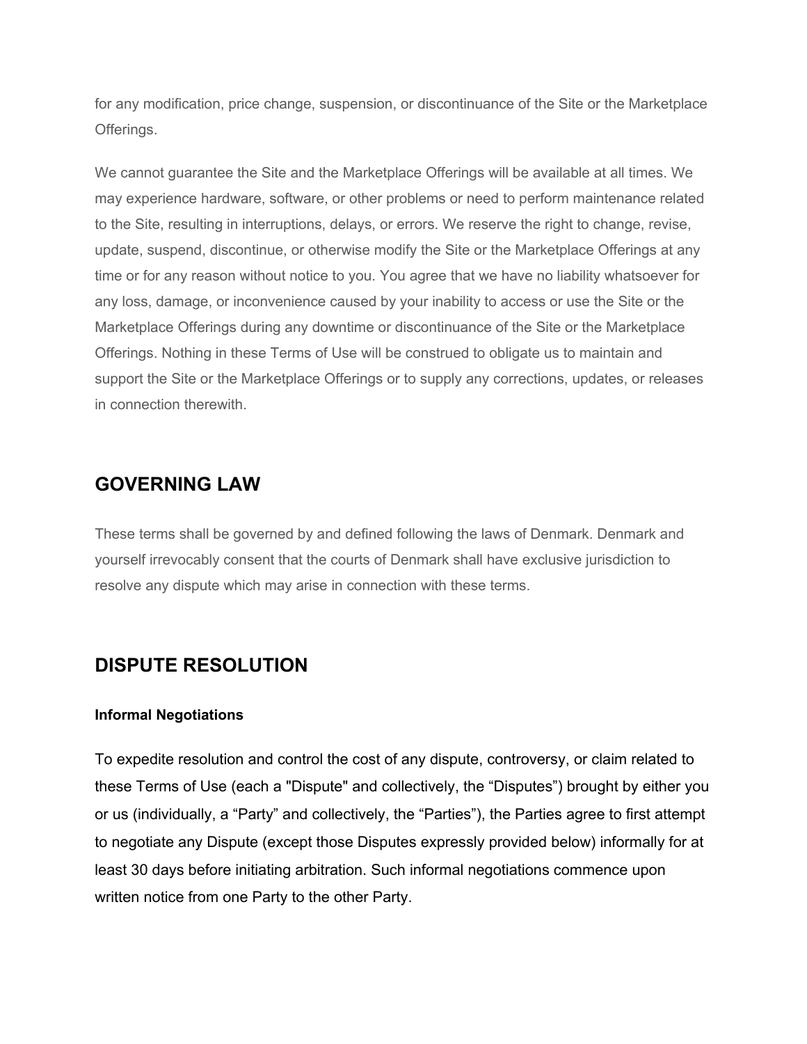for any modification, price change, suspension, or discontinuance of the Site or the Marketplace Offerings.

We cannot guarantee the Site and the Marketplace Offerings will be available at all times. We may experience hardware, software, or other problems or need to perform maintenance related to the Site, resulting in interruptions, delays, or errors. We reserve the right to change, revise, update, suspend, discontinue, or otherwise modify the Site or the Marketplace Offerings at any time or for any reason without notice to you. You agree that we have no liability whatsoever for any loss, damage, or inconvenience caused by your inability to access or use the Site or the Marketplace Offerings during any downtime or discontinuance of the Site or the Marketplace Offerings. Nothing in these Terms of Use will be construed to obligate us to maintain and support the Site or the Marketplace Offerings or to supply any corrections, updates, or releases in connection therewith.

## GOVERNING LAW

These terms shall be governed by and defined following the laws of Denmark. Denmark and yourself irrevocably consent that the courts of Denmark shall have exclusive jurisdiction to resolve any dispute which may arise in connection with these terms.

## DISPUTE RESOLUTION

**Informal Negotiations**

To expedite resolution and control the cost of any dispute, controversy, or claim related to these Terms of Use (each a "Dispute" and collectively, the “Disputes”) brought by either you or us (individually, a “Party” and collectively, the “Parties”), the Parties agree to first attempt to negotiate any Dispute (except those Disputes expressly provided below) informally for at least 30 days before initiating arbitration. Such informal negotiations commence upon written notice from one Party to the other Party.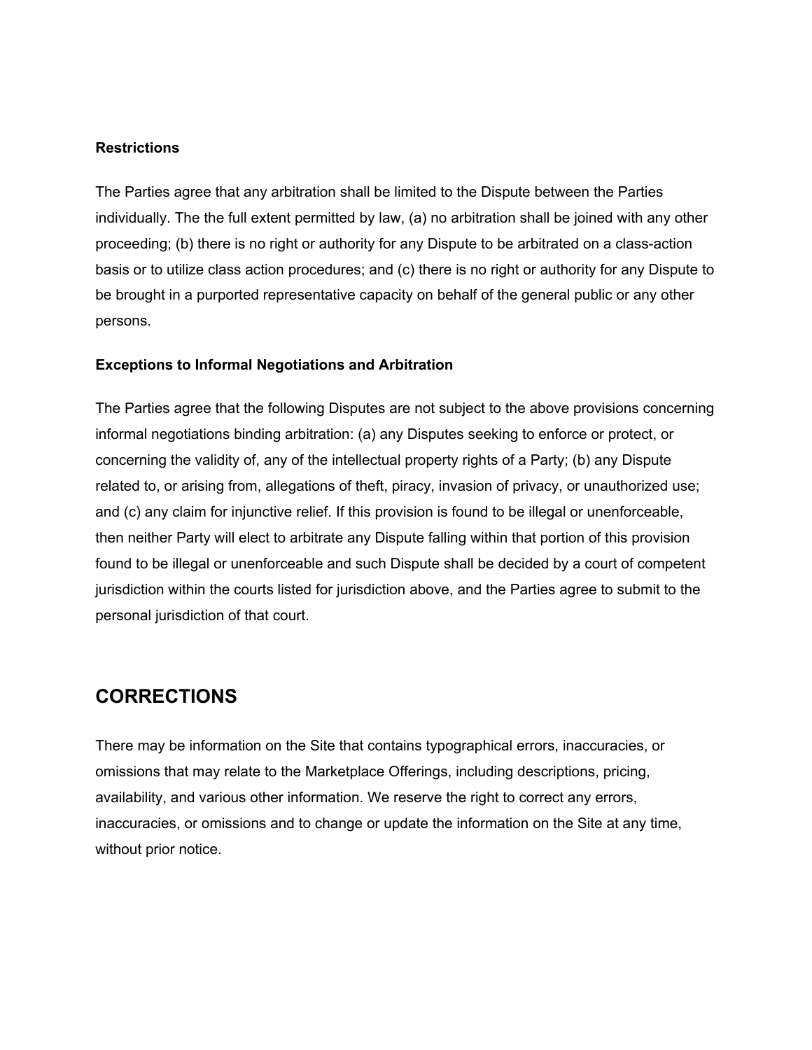### Restrictions

The Parties agree that any arbitration shall be limited to the Dispute between the Parties individually. The the full extent permitted by law, (a) no arbitration shall be joined with any other proceeding; (b) there is no right or authority for any Dispute to be arbitrated on a class-action basis or to utilize class action procedures; and (c) there is no right or authority for any Dispute to be brought in a purported representative capacity on behalf of the general public or any other persons.

### Exceptions to Informal Negotiations and Arbitration

The Parties agree that the following Disputes are not subject to the above provisions concerning informal negotiations binding arbitration: (a) any Disputes seeking to enforce or protect, or concerning the validity of, any of the intellectual property rights of a Party; (b) any Dispute related to, or arising from, allegations of theft, piracy, invasion of privacy, or unauthorized use; and (c) any claim for injunctive relief. If this provision is found to be illegal or unenforceable, then neither Party will elect to arbitrate any Dispute falling within that portion of this provision found to be illegal or unenforceable and such Dispute shall be decided by a court of competent jurisdiction within the courts listed for jurisdiction above, and the Parties agree to submit to the personal jurisdiction of that court.

## CORRECTIONS

There may be information on the Site that contains typographical errors, inaccuracies, or omissions that may relate to the Marketplace Offerings, including descriptions, pricing, availability, and various other information. We reserve the right to correct any errors, inaccuracies, or omissions and to change or update the information on the Site at any time, without prior notice.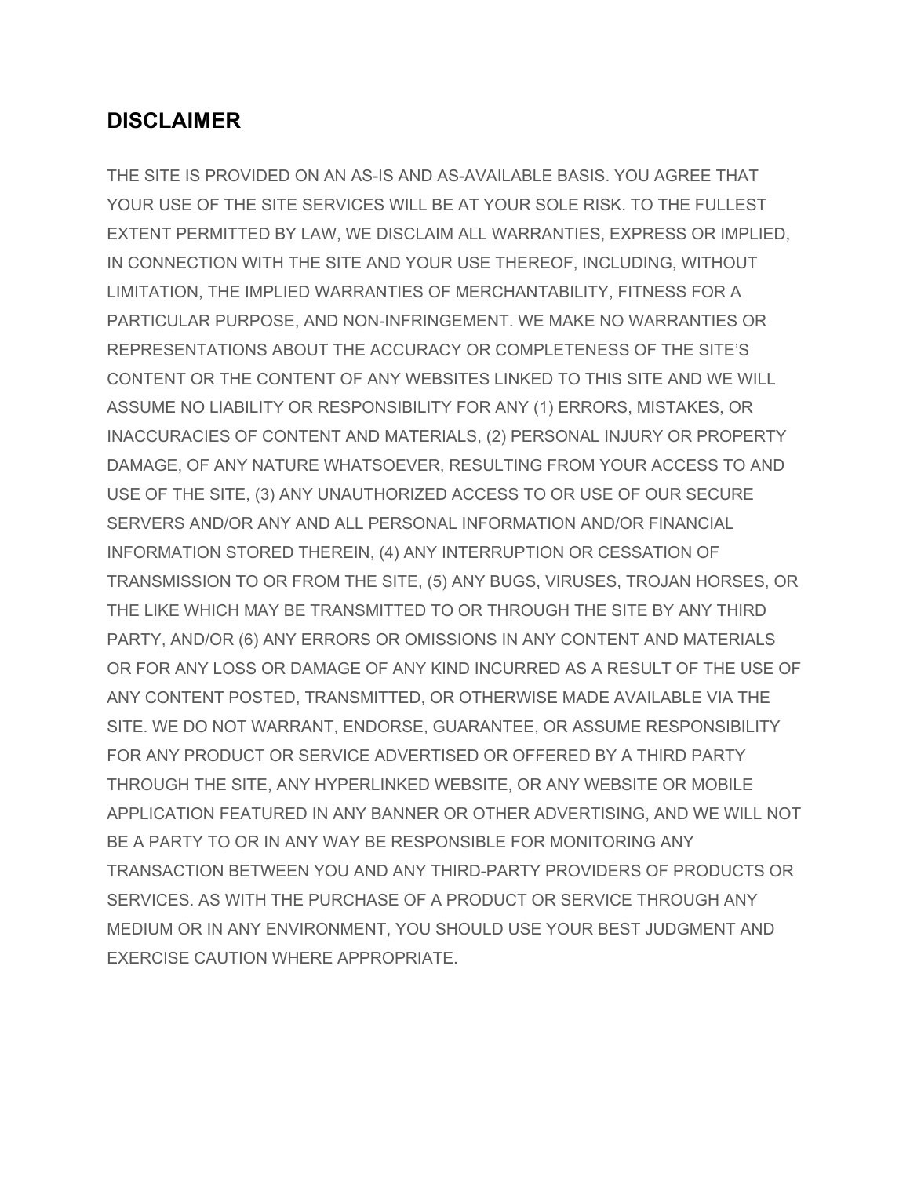## DISCLAIMER

THE SITE IS PROVIDED ON AN AS-IS AND AS-AVAILABLE BASIS. YOU AGREE THAT YOUR USE OF THE SITE SERVICES WILL BE AT YOUR SOLE RISK. TO THE FULLEST EXTENT PERMITTED BY LAW, WE DISCLAIM ALL WARRANTIES, EXPRESS OR IMPLIED, IN CONNECTION WITH THE SITE AND YOUR USE THEREOF, INCLUDING, WITHOUT LIMITATION, THE IMPLIED WARRANTIES OF MERCHANTABILITY, FITNESS FOR A PARTICULAR PURPOSE, AND NON-INFRINGEMENT. WE MAKE NO WARRANTIES OR REPRESENTATIONS ABOUT THE ACCURACY OR COMPLETENESS OF THE SITE'S CONTENT OR THE CONTENT OF ANY WEBSITES LINKED TO THIS SITE AND WE WILL ASSUME NO LIABILITY OR RESPONSIBILITY FOR ANY (1) ERRORS, MISTAKES, OR INACCURACIES OF CONTENT AND MATERIALS, (2) PERSONAL INJURY OR PROPERTY DAMAGE, OF ANY NATURE WHATSOEVER, RESULTING FROM YOUR ACCESS TO AND USE OF THE SITE, (3) ANY UNAUTHORIZED ACCESS TO OR USE OF OUR SECURE SERVERS AND/OR ANY AND ALL PERSONAL INFORMATION AND/OR FINANCIAL INFORMATION STORED THEREIN, (4) ANY INTERRUPTION OR CESSATION OF TRANSMISSION TO OR FROM THE SITE, (5) ANY BUGS, VIRUSES, TROJAN HORSES, OR THE LIKE WHICH MAY BE TRANSMITTED TO OR THROUGH THE SITE BY ANY THIRD PARTY, AND/OR (6) ANY ERRORS OR OMISSIONS IN ANY CONTENT AND MATERIALS OR FOR ANY LOSS OR DAMAGE OF ANY KIND INCURRED AS A RESULT OF THE USE OF ANY CONTENT POSTED, TRANSMITTED, OR OTHERWISE MADE AVAILABLE VIA THE SITE. WE DO NOT WARRANT, ENDORSE, GUARANTEE, OR ASSUME RESPONSIBILITY FOR ANY PRODUCT OR SERVICE ADVERTISED OR OFFERED BY A THIRD PARTY THROUGH THE SITE, ANY HYPERLINKED WEBSITE, OR ANY WEBSITE OR MOBILE APPLICATION FEATURED IN ANY BANNER OR OTHER ADVERTISING, AND WE WILL NOT BE A PARTY TO OR IN ANY WAY BE RESPONSIBLE FOR MONITORING ANY TRANSACTION BETWEEN YOU AND ANY THIRD-PARTY PROVIDERS OF PRODUCTS OR SERVICES. AS WITH THE PURCHASE OF A PRODUCT OR SERVICE THROUGH ANY MEDIUM OR IN ANY ENVIRONMENT, YOU SHOULD USE YOUR BEST JUDGMENT AND EXERCISE CAUTION WHERE APPROPRIATE.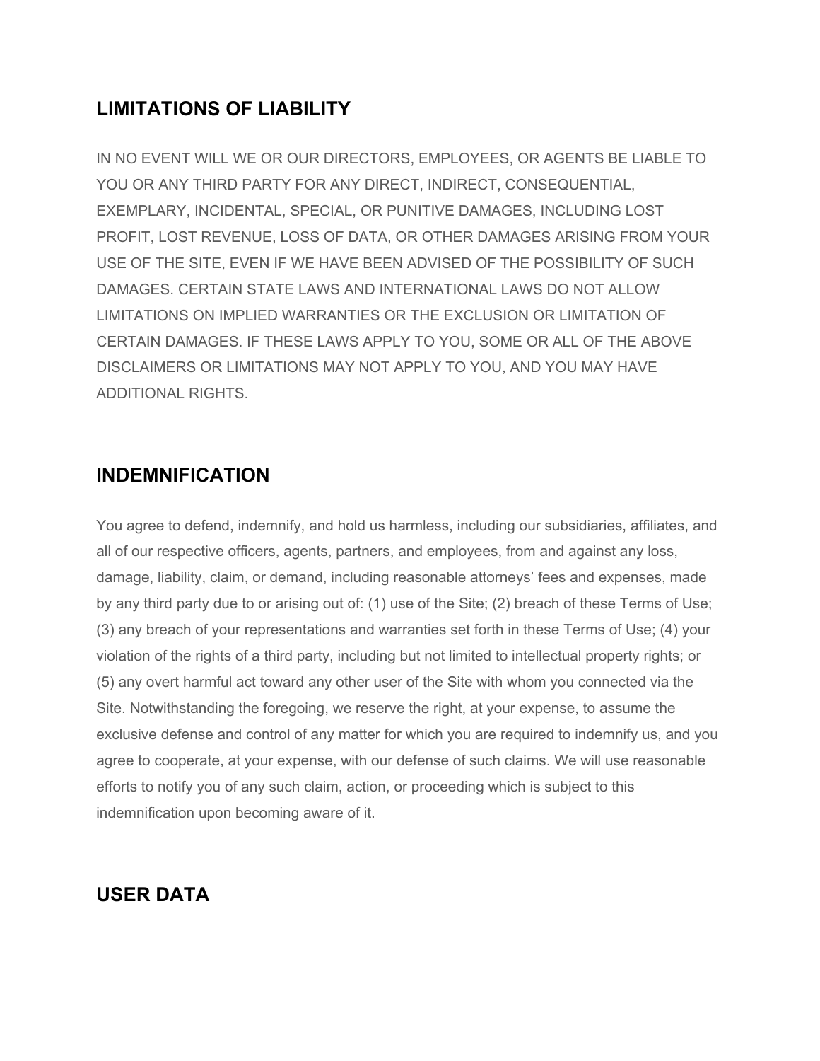## LIMITATIONS OF LIABILITY

IN NO EVENT WILL WE OR OUR DIRECTORS, EMPLOYEES, OR AGENTS BE LIABLE TO YOU OR ANY THIRD PARTY FOR ANY DIRECT, INDIRECT, CONSEQUENTIAL, EXEMPLARY, INCIDENTAL, SPECIAL, OR PUNITIVE DAMAGES, INCLUDING LOST PROFIT, LOST REVENUE, LOSS OF DATA, OR OTHER DAMAGES ARISING FROM YOUR USE OF THE SITE, EVEN IF WE HAVE BEEN ADVISED OF THE POSSIBILITY OF SUCH DAMAGES. CERTAIN STATE LAWS AND INTERNATIONAL LAWS DO NOT ALLOW LIMITATIONS ON IMPLIED WARRANTIES OR THE EXCLUSION OR LIMITATION OF CERTAIN DAMAGES. IF THESE LAWS APPLY TO YOU, SOME OR ALL OF THE ABOVE DISCLAIMERS OR LIMITATIONS MAY NOT APPLY TO YOU, AND YOU MAY HAVE ADDITIONAL RIGHTS.

## INDEMNIFICATION

You agree to defend, indemnify, and hold us harmless, including our subsidiaries, affiliates, and all of our respective officers, agents, partners, and employees, from and against any loss, damage, liability, claim, or demand, including reasonable attorneys' fees and expenses, made by any third party due to or arising out of: (1) use of the Site; (2) breach of these Terms of Use; (3) any breach of your representations and warranties set forth in these Terms of Use; (4) your violation of the rights of a third party, including but not limited to intellectual property rights; or (5) any overt harmful act toward any other user of the Site with whom you connected via the Site. Notwithstanding the foregoing, we reserve the right, at your expense, to assume the exclusive defense and control of any matter for which you are required to indemnify us, and you agree to cooperate, at your expense, with our defense of such claims. We will use reasonable efforts to notify you of any such claim, action, or proceeding which is subject to this indemnification upon becoming aware of it.

## USER DATA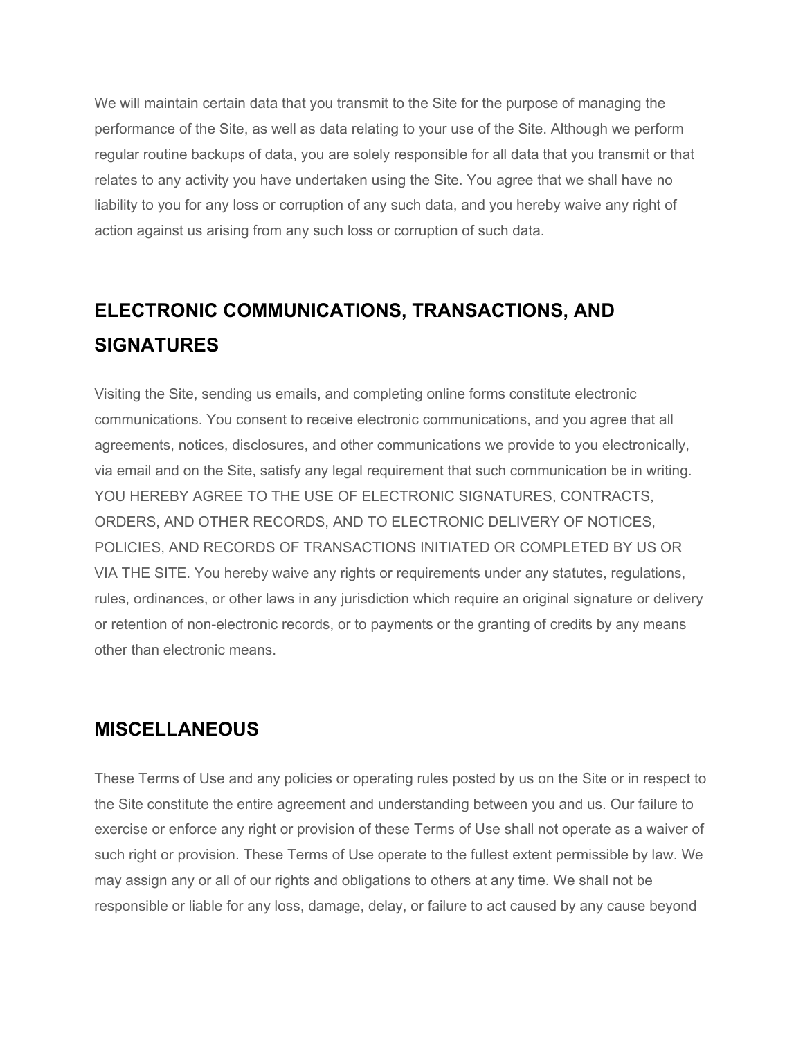We will maintain certain data that you transmit to the Site for the purpose of managing the performance of the Site, as well as data relating to your use of the Site. Although we perform regular routine backups of data, you are solely responsible for all data that you transmit or that relates to any activity you have undertaken using the Site. You agree that we shall have no liability to you for any loss or corruption of any such data, and you hereby waive any right of action against us arising from any such loss or corruption of such data.

## ELECTRONIC COMMUNICATIONS, TRANSACTIONS, AND SIGNATURES

Visiting the Site, sending us emails, and completing online forms constitute electronic communications. You consent to receive electronic communications, and you agree that all agreements, notices, disclosures, and other communications we provide to you electronically, via email and on the Site, satisfy any legal requirement that such communication be in writing. YOU HEREBY AGREE TO THE USE OF ELECTRONIC SIGNATURES, CONTRACTS, ORDERS, AND OTHER RECORDS, AND TO ELECTRONIC DELIVERY OF NOTICES, POLICIES, AND RECORDS OF TRANSACTIONS INITIATED OR COMPLETED BY US OR VIA THE SITE. You hereby waive any rights or requirements under any statutes, regulations, rules, ordinances, or other laws in any jurisdiction which require an original signature or delivery or retention of non-electronic records, or to payments or the granting of credits by any means other than electronic means.

## MISCELLANEOUS

These Terms of Use and any policies or operating rules posted by us on the Site or in respect to the Site constitute the entire agreement and understanding between you and us. Our failure to exercise or enforce any right or provision of these Terms of Use shall not operate as a waiver of such right or provision. These Terms of Use operate to the fullest extent permissible by law. We may assign any or all of our rights and obligations to others at any time. We shall not be responsible or liable for any loss, damage, delay, or failure to act caused by any cause beyond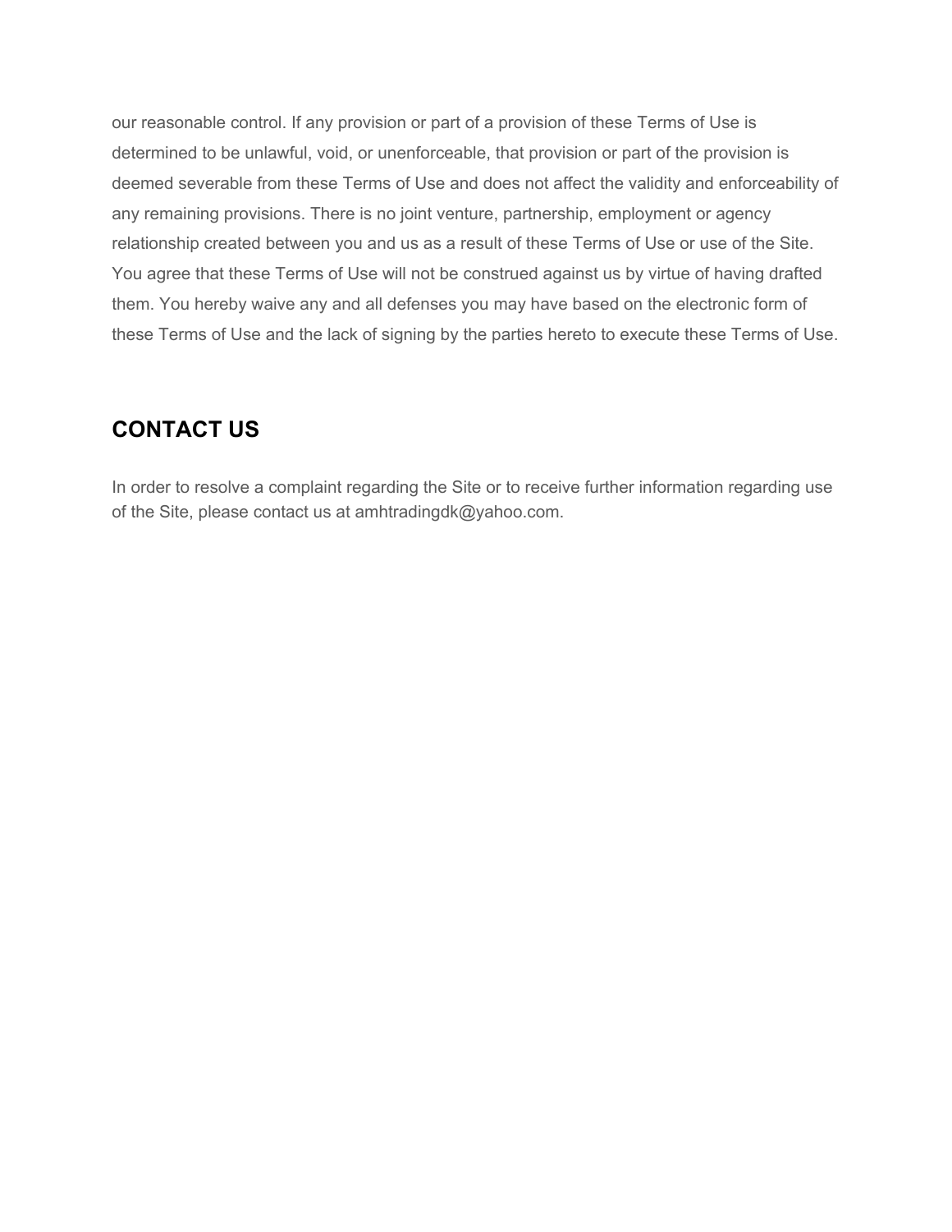our reasonable control. If any provision or part of a provision of these Terms of Use is determined to be unlawful, void, or unenforceable, that provision or part of the provision is deemed severable from these Terms of Use and does not affect the validity and enforceability of any remaining provisions. There is no joint venture, partnership, employment or agency relationship created between you and us as a result of these Terms of Use or use of the Site. You agree that these Terms of Use will not be construed against us by virtue of having drafted them. You hereby waive any and all defenses you may have based on the electronic form of these Terms of Use and the lack of signing by the parties hereto to execute these Terms of Use.

## CONTACT US

In order to resolve a complaint regarding the Site or to receive further information regarding use of the Site, please contact us at amhtradingdk@yahoo.com.